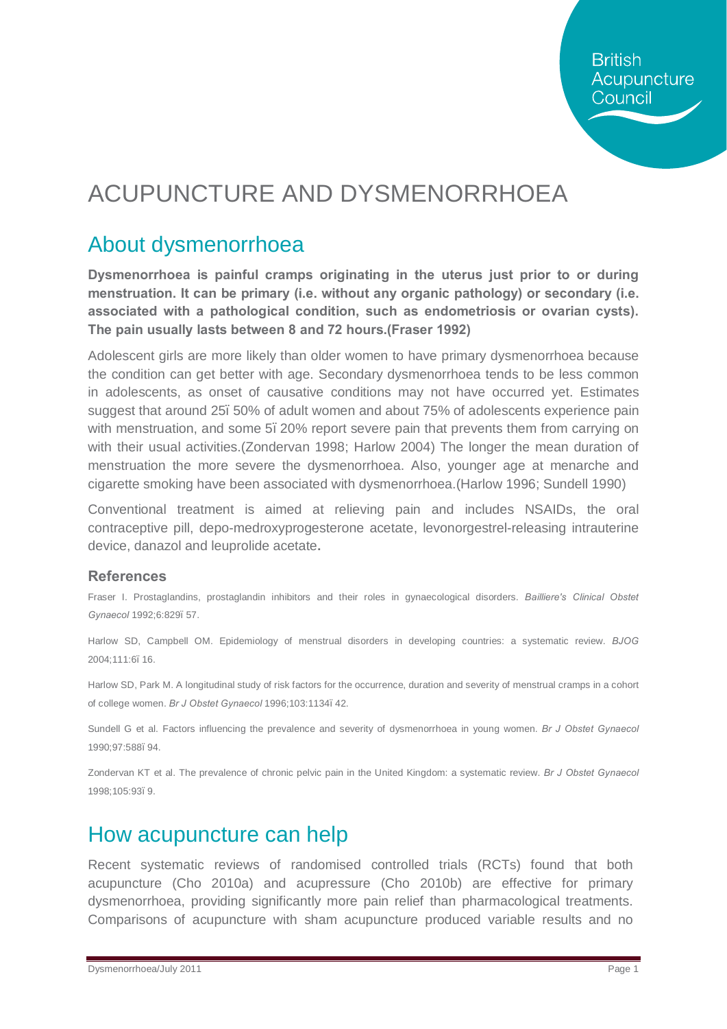# ACUPUNCTURE AND DYSMENORRHOEA

## About dysmenorrhoea

**Dysmenorrhoea is painful cramps originating in the uterus just prior to or during menstruation. It can be primary (i.e. without any organic pathology) or secondary (i.e. associated with a pathological condition, such as endometriosis or ovarian cysts). The pain usually lasts between 8 and 72 hours.(Fraser 1992)**

Adolescent girls are more likely than older women to have primary dysmenorrhoea because the condition can get better with age. Secondary dysmenorrhoea tends to be less common in adolescents, as onset of causative conditions may not have occurred yet. Estimates suggest that around 25ï 50% of adult women and about 75% of adolescents experience pain with menstruation, and some 5ï 20% report severe pain that prevents them from carrying on with their usual activities.(Zondervan 1998; Harlow 2004) The longer the mean duration of menstruation the more severe the dysmenorrhoea. Also, younger age at menarche and cigarette smoking have been associated with dysmenorrhoea.(Harlow 1996; Sundell 1990)

Conventional treatment is aimed at relieving pain and includes NSAIDs, the oral contraceptive pill, depo-medroxyprogesterone acetate, levonorgestrel-releasing intrauterine device, danazol and leuprolide acetate.

### References

Fraser I. Prostaglandins, prostaglandin inhibitors and their roles in gynaecological disorders. *Bailliere's Clinical Obstet Gynaecol* 1992;6:829ï 57.

Harlow SD, Campbell OM. Epidemiology of menstrual disorders in developing countries: a systematic review. *BJOG* 2004;111:6ï 16.

Harlow SD, Park M. A longitudinal study of risk factors for the occurrence, duration and severity of menstrual cramps in a cohort of college women. *Br J Obstet Gynaecol* 1996;103:1134ï 42.

Sundell G et al. Factors influencing the prevalence and severity of dysmenorrhoea in young women. *Br J Obstet Gynaecol* 1990;97:588ï 94.

Zondervan KT et al. The prevalence of chronic pelvic pain in the United Kingdom: a systematic review. *Br J Obstet Gynaecol* 1998;105:93ï 9.

## How acupuncture can help

Recent systematic reviews of randomised controlled trials (RCTs) found that both acupuncture (Cho 2010a) and acupressure (Cho 2010b) are effective for primary dysmenorrhoea, providing significantly more pain relief than pharmacological treatments. Comparisons of acupuncture with sham acupuncture produced variable results and no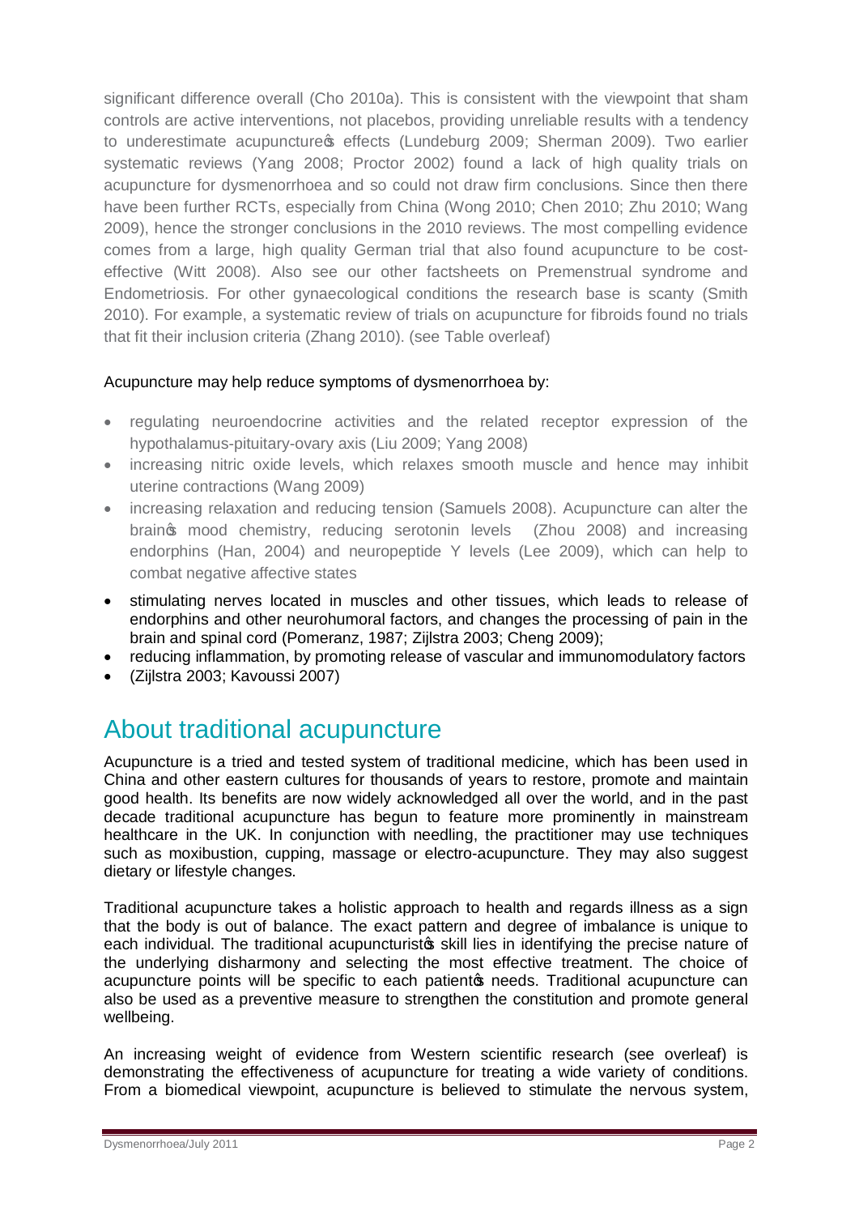significant difference overall (Cho 2010a). This is consistent with the viewpoint that sham controls are active interventions, not placebos, providing unreliable results with a tendency to underestimate acupuncture's effects (Lundeburg 2009; Sherman 2009). Two earlier systematic reviews (Yang 2008; Proctor 2002) found a lack of high quality trials on acupuncture for dysmenorrhoea and so could not draw firm conclusions. Since then there have been further RCTs, especially from China (Wong 2010; Chen 2010; Zhu 2010; Wang 2009), hence the stronger conclusions in the 2010 reviews. The most compelling evidence comes from a large, high quality German trial that also found acupuncture to be cost-effective (Witt 2008). Also see our other factsheets on Premenstrual syndrome and Endometriosis. For other gynaecological conditions the research base is scanty (Smith 2010). For example, a systematic review of trials on acupuncture for fibroids found no trials that fit their inclusion criteria (Zhang 2010). (see Table overleaf)

Acupuncture may help reduce symptoms of dysmenorrhoea by:

- regulating neuroendocrine activities and the related receptor expression of the hypothalamus-pituitary-ovary axis (Liu 2009; Yang 2008)
- increasing nitric oxide levels, which relaxes smooth muscle and hence may inhibit uterine contractions (Wang 2009)
- increasing relaxation and reducing tension (Samuels 2008). Acupuncture can alter the brain's mood chemistry, reducing serotonin levels (Zhou 2008) and increasing endorphins (Han, 2004) and neuropeptide Y levels (Lee 2009), which can help to combat negative affective states
- stimulating nerves located in muscles and other tissues, which leads to release of endorphins and other neurohumoral factors, and changes the processing of pain in the brain and spinal cord (Pomeranz, 1987; Zijlstra 2003; Cheng 2009);
- reducing inflammation, by promoting release of vascular and immunomodulatory factors
- (Zijlstra 2003; Kavoussi 2007)

## About traditional acupuncture

Acupuncture is a tried and tested system of traditional medicine, which has been used in China and other eastern cultures for thousands of years to restore, promote and maintain good health. Its benefits are now widely acknowledged all over the world, and in the past decade traditional acupuncture has begun to feature more prominently in mainstream healthcare in the UK. In conjunction with needling, the practitioner may use techniques such as moxibustion, cupping, massage or electro-acupuncture. They may also suggest dietary or lifestyle changes.

Traditional acupuncture takes a holistic approach to health and regards illness as a sign that the body is out of balance. The exact pattern and degree of imbalance is unique to each individual. The traditional acupuncturist's skill lies in identifying the precise nature of the underlying disharmony and selecting the most effective treatment. The choice of acupuncture points will be specific to each patient's needs. Traditional acupuncture can also be used as a preventive measure to strengthen the constitution and promote general wellbeing.

An increasing weight of evidence from Western scientific research (see overleaf) is demonstrating the effectiveness of acupuncture for treating a wide variety of conditions. From a biomedical viewpoint, acupuncture is believed to stimulate the nervous system,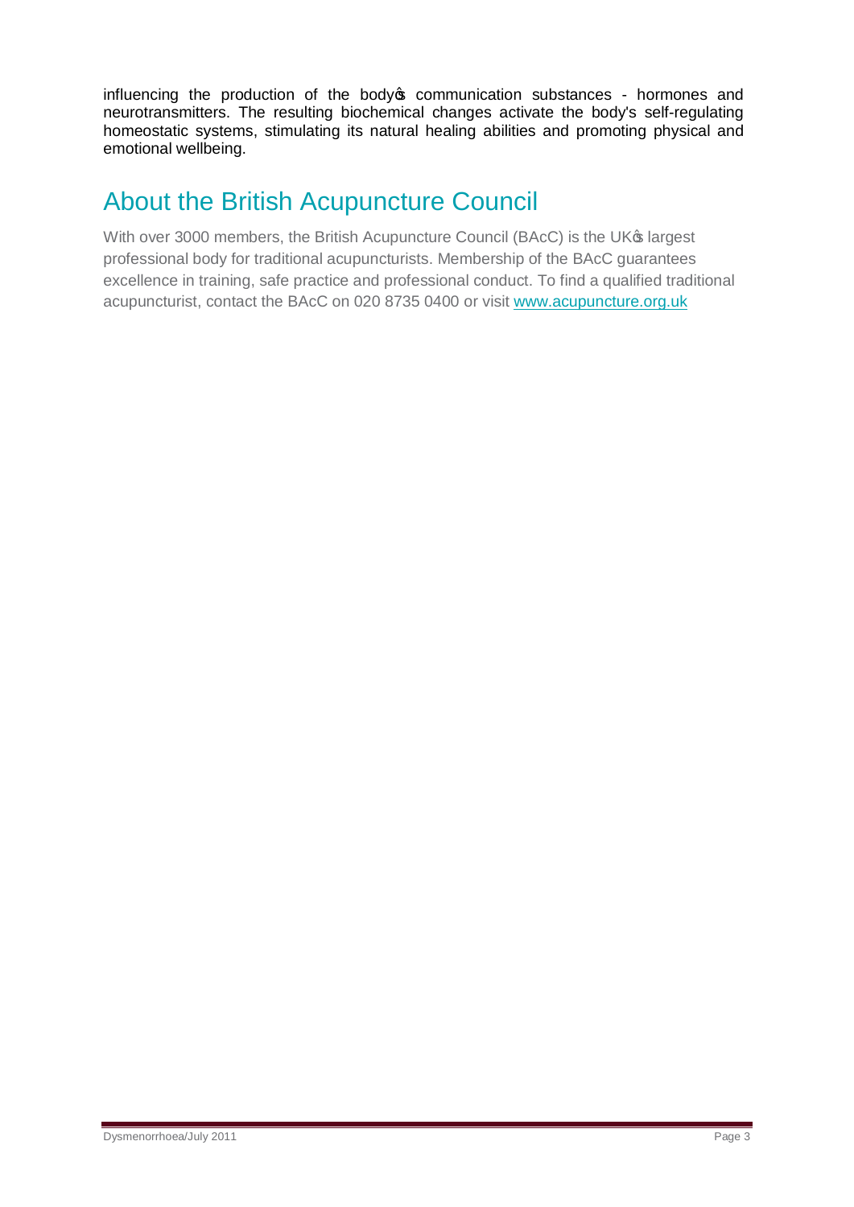influencing the production of the body's communication substances - hormones and neurotransmitters. The resulting biochemical changes activate the body's self-regulating homeostatic systems, stimulating its natural healing abilities and promoting physical and emotional wellbeing.

## About the British Acupuncture Council

With over 3000 members, the British Acupuncture Council (BAcC) is the UK's largest professional body for traditional acupuncturists. Membership of the BAcC guarantees excellence in training, safe practice and professional conduct. To find a qualified traditional acupuncturist, contact the BAcC on 020 8735 0400 or visit www.acupuncture.org.uk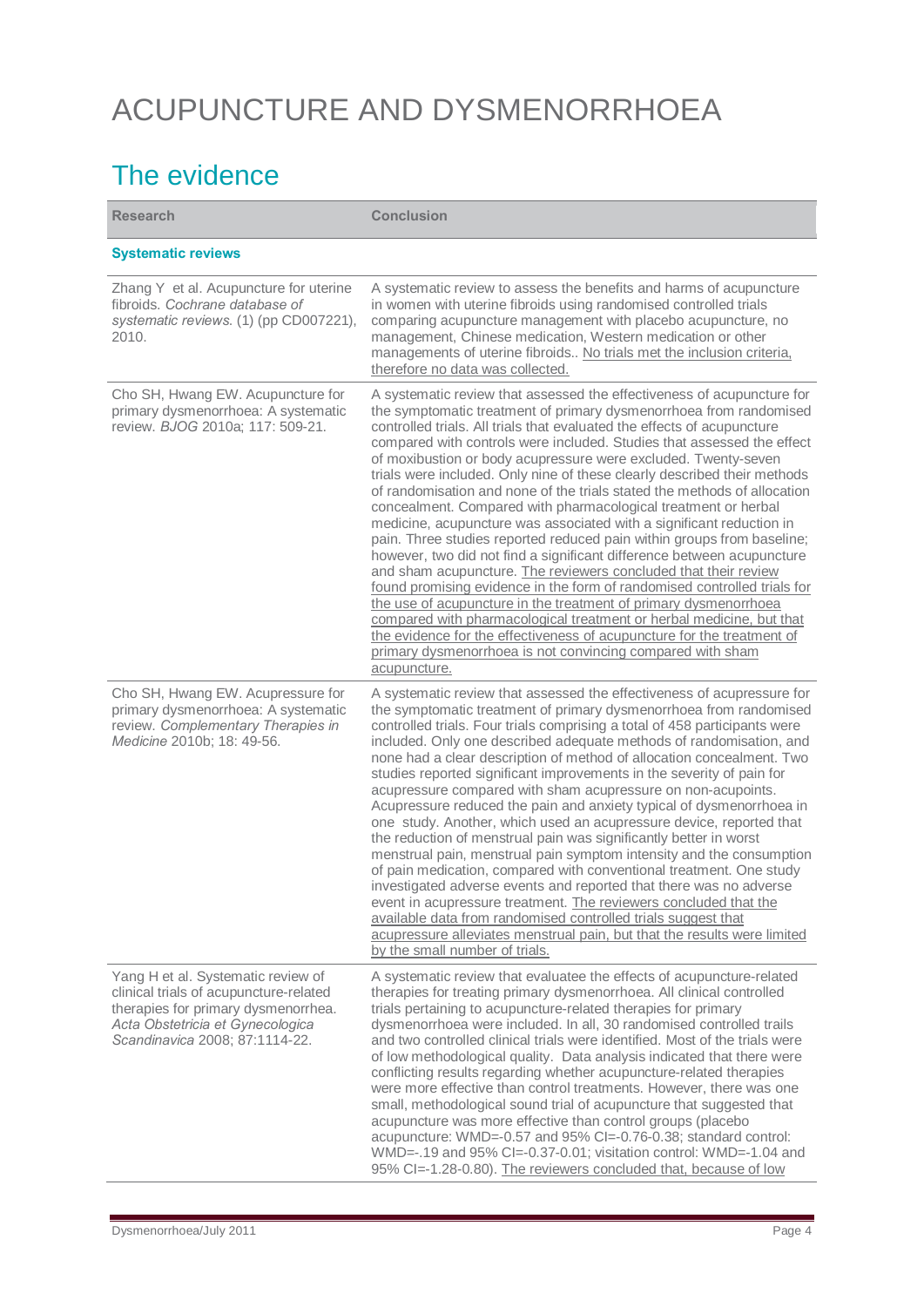# ACUPUNCTURE AND DYSMENORRHOEA

## The evidence

| Research | Conclusion |
|---|---|
| **Systematic reviews** | |
| Zhang Y et al. Acupuncture for uterine fibroids. *Cochrane database of systematic reviews.* (1) (pp CD007221), 2010. | A systematic review to assess the benefits and harms of acupuncture in women with uterine fibroids using randomised controlled trials comparing acupuncture management with placebo acupuncture, no management, Chinese medication, Western medication or other managements of uterine fibroids.. No trials met the inclusion criteria, therefore no data was collected. |
| Cho SH, Hwang EW. Acupuncture for primary dysmenorrhoea: A systematic review. *BJOG* 2010a; 117: 509-21. | A systematic review that assessed the effectiveness of acupuncture for the symptomatic treatment of primary dysmenorrhoea from randomised controlled trials. All trials that evaluated the effects of acupuncture compared with controls were included. Studies that assessed the effect of moxibustion or body acupressure were excluded. Twenty-seven trials were included. Only nine of these clearly described their methods of randomisation and none of the trials stated the methods of allocation concealment. Compared with pharmacological treatment or herbal medicine, acupuncture was associated with a significant reduction in pain. Three studies reported reduced pain within groups from baseline; however, two did not find a significant difference between acupuncture and sham acupuncture. The reviewers concluded that their review found promising evidence in the form of randomised controlled trials for the use of acupuncture in the treatment of primary dysmenorrhoea compared with pharmacological treatment or herbal medicine, but that the evidence for the effectiveness of acupuncture for the treatment of primary dysmenorrhoea is not convincing compared with sham acupuncture. |
| Cho SH, Hwang EW. Acupressure for primary dysmenorrhoea: A systematic review. *Complementary Therapies in Medicine* 2010b; 18: 49-56. | A systematic review that assessed the effectiveness of acupressure for the symptomatic treatment of primary dysmenorrhoea from randomised controlled trials. Four trials comprising a total of 458 participants were included. Only one described adequate methods of randomisation, and none had a clear description of method of allocation concealment. Two studies reported significant improvements in the severity of pain for acupressure compared with sham acupressure on non-acupoints. Acupressure reduced the pain and anxiety typical of dysmenorrhoea in one study. Another, which used an acupressure device, reported that the reduction of menstrual pain was significantly better in worst menstrual pain, menstrual pain symptom intensity and the consumption of pain medication, compared with conventional treatment. One study investigated adverse events and reported that there was no adverse event in acupressure treatment. The reviewers concluded that the available data from randomised controlled trials suggest that acupressure alleviates menstrual pain, but that the results were limited by the small number of trials. |
| Yang H et al. Systematic review of clinical trials of acupuncture-related therapies for primary dysmenorrhea. *Acta Obstetricia et Gynecologica Scandinavica* 2008; 87:1114-22. | A systematic review that evaluatee the effects of acupuncture-related therapies for treating primary dysmenorrhoea. All clinical controlled trials pertaining to acupuncture-related therapies for primary dysmenorrhoea were included. In all, 30 randomised controlled trails and two controlled clinical trials were identified. Most of the trials were of low methodological quality. Data analysis indicated that there were conflicting results regarding whether acupuncture-related therapies were more effective than control treatments. However, there was one small, methodological sound trial of acupuncture that suggested that acupuncture was more effective than control groups (placebo acupuncture: WMD=-0.57 and 95% CI=-0.76-0.38; standard control: WMD=-.19 and 95% CI=-0.37-0.01; visitation control: WMD=-1.04 and 95% CI=-1.28-0.80). The reviewers concluded that, because of low |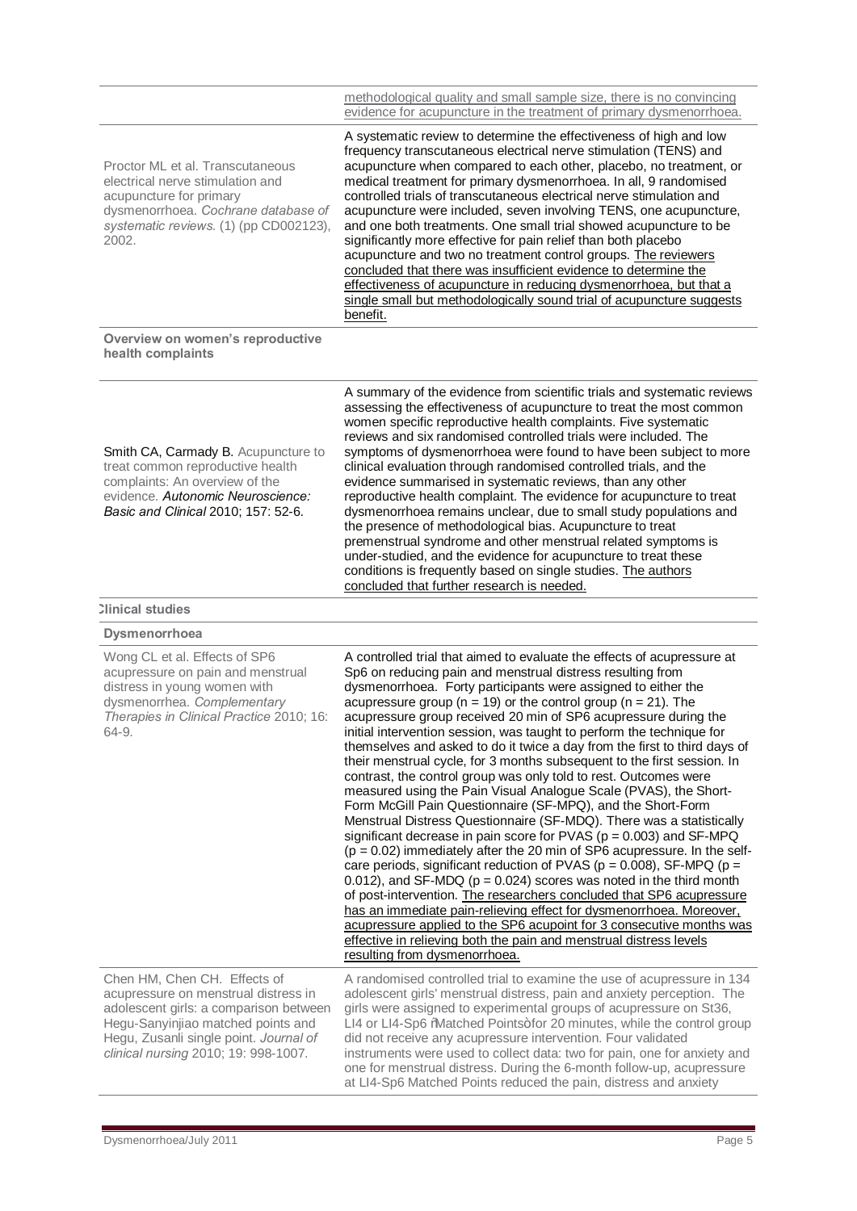| | |
|---|---|
| | methodological quality and small sample size, there is no convincing evidence for acupuncture in the treatment of primary dysmenorrhoea. |
| Proctor ML et al. Transcutaneous electrical nerve stimulation and acupuncture for primary dysmenorrhoea. *Cochrane database of systematic reviews.* (1) (pp CD002123), 2002. | A systematic review to determine the effectiveness of high and low frequency transcutaneous electrical nerve stimulation (TENS) and acupuncture when compared to each other, placebo, no treatment, or medical treatment for primary dysmenorrhoea. In all, 9 randomised controlled trials of transcutaneous electrical nerve stimulation and acupuncture were included, seven involving TENS, one acupuncture, and one both treatments. One small trial showed acupuncture to be significantly more effective for pain relief than both placebo acupuncture and two no treatment control groups. The reviewers concluded that there was insufficient evidence to determine the effectiveness of acupuncture in reducing dysmenorrhoea, but that a single small but methodologically sound trial of acupuncture suggests benefit. |
| **Overview on women's reproductive health complaints** | |
| Smith CA, Carmady B. Acupuncture to treat common reproductive health complaints: An overview of the evidence. *Autonomic Neuroscience: Basic and Clinical* 2010; 157: 52-6. | A summary of the evidence from scientific trials and systematic reviews assessing the effectiveness of acupuncture to treat the most common women specific reproductive health complaints. Five systematic reviews and six randomised controlled trials were included. The symptoms of dysmenorrhoea were found to have been subject to more clinical evaluation through randomised controlled trials, and the evidence summarised in systematic reviews, than any other reproductive health complaint. The evidence for acupuncture to treat dysmenorrhoea remains unclear, due to small study populations and the presence of methodological bias. Acupuncture to treat premenstrual syndrome and other menstrual related symptoms is under-studied, and the evidence for acupuncture to treat these conditions is frequently based on single studies. The authors concluded that further research is needed. |
| **Clinical studies** | |
| **Dysmenorrhoea** | |
| Wong CL et al. Effects of SP6 acupressure on pain and menstrual distress in young women with dysmenorrhea. *Complementary Therapies in Clinical Practice* 2010; 16: 64-9. | A controlled trial that aimed to evaluate the effects of acupressure at Sp6 on reducing pain and menstrual distress resulting from dysmenorrhoea. Forty participants were assigned to either the acupressure group ($n = 19$) or the control group ($n = 21$). The acupressure group received 20 min of SP6 acupressure during the initial intervention session, was taught to perform the technique for themselves and asked to do it twice a day from the first to third days of their menstrual cycle, for 3 months subsequent to the first session. In contrast, the control group was only told to rest. Outcomes were measured using the Pain Visual Analogue Scale (PVAS), the Short-Form McGill Pain Questionnaire (SF-MPQ), and the Short-Form Menstrual Distress Questionnaire (SF-MDQ). There was a statistically significant decrease in pain score for PVAS ($p = 0.003$) and SF-MPQ ($p = 0.02$) immediately after the 20 min of SP6 acupressure. In the self-care periods, significant reduction of PVAS ($p = 0.008$), SF-MPQ ($p = 0.012$), and SF-MDQ ($p = 0.024$) scores was noted in the third month of post-intervention. The researchers concluded that SP6 acupressure has an immediate pain-relieving effect for dysmenorrhoea. Moreover, acupressure applied to the SP6 acupoint for 3 consecutive months was effective in relieving both the pain and menstrual distress levels resulting from dysmenorrhoea. |
| Chen HM, Chen CH. Effects of acupressure on menstrual distress in adolescent girls: a comparison between Hegu-Sanyinjiao matched points and Hegu, Zusanli single point. *Journal of clinical nursing* 2010; 19: 998-1007. | A randomised controlled trial to examine the use of acupressure in 134 adolescent girls' menstrual distress, pain and anxiety perception. The girls were assigned to experimental groups of acupressure on St36, LI4 or LI4-Sp6 "Matched Points" for 20 minutes, while the control group did not receive any acupressure intervention. Four validated instruments were used to collect data: two for pain, one for anxiety and one for menstrual distress. During the 6-month follow-up, acupressure at LI4-Sp6 Matched Points reduced the pain, distress and anxiety |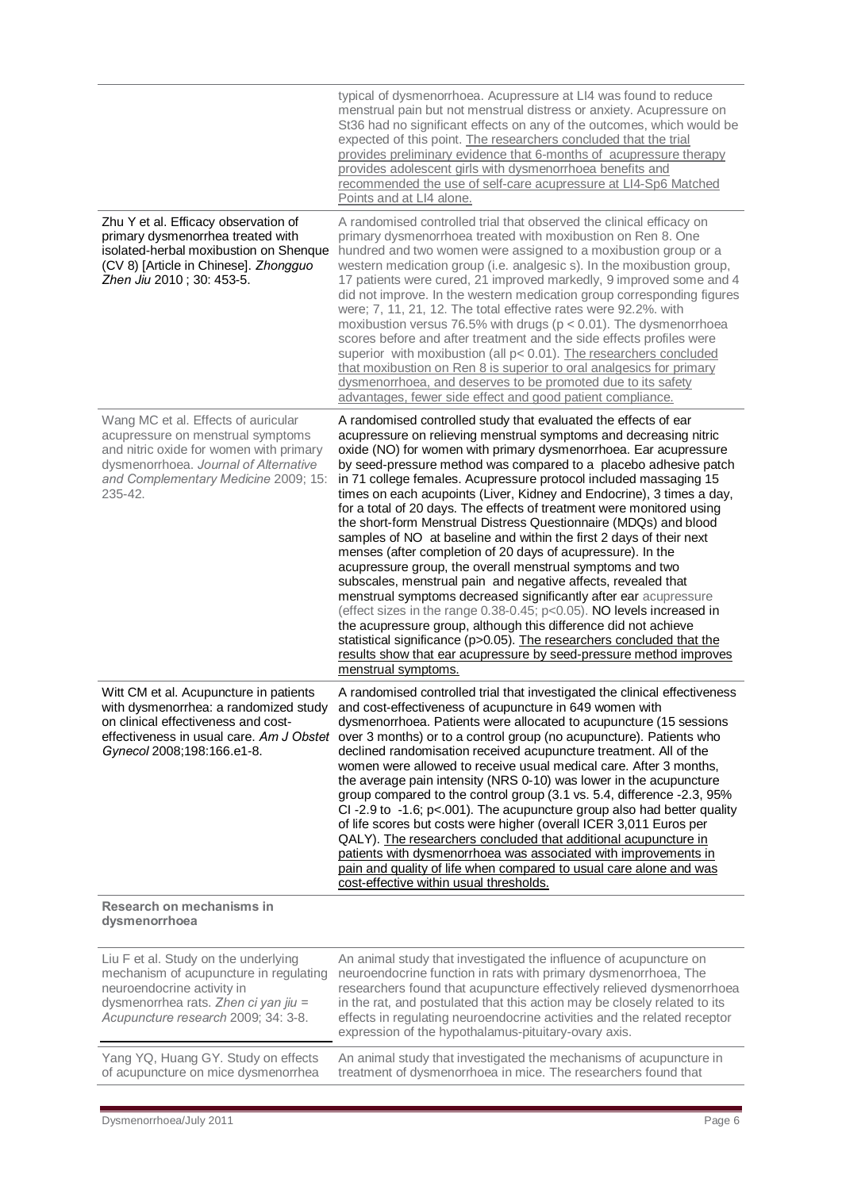| | |
|---|---|
| | typical of dysmenorrhoea. Acupressure at LI4 was found to reduce menstrual pain but not menstrual distress or anxiety. Acupressure on St36 had no significant effects on any of the outcomes, which would be expected of this point. The researchers concluded that the trial provides preliminary evidence that 6-months of acupressure therapy provides adolescent girls with dysmenorrhoea benefits and recommended the use of self-care acupressure at LI4-Sp6 Matched Points and at LI4 alone. |
| Zhu Y et al. Efficacy observation of primary dysmenorrhea treated with isolated-herbal moxibustion on Shenque (CV 8) [Article in Chinese]. *Zhongguo Zhen Jiu* 2010 ; 30: 453-5. | A randomised controlled trial that observed the clinical efficacy on primary dysmenorrhoea treated with moxibustion on Ren 8. One hundred and two women were assigned to a moxibustion group or a western medication group (i.e. analgesic s). In the moxibustion group, 17 patients were cured, 21 improved markedly, 9 improved some and 4 did not improve. In the western medication group corresponding figures were; 7, 11, 21, 12. The total effective rates were 92.2%. with moxibustion versus 76.5% with drugs ($p < 0.01$). The dysmenorrhoea scores before and after treatment and the side effects profiles were superior with moxibustion (all $p < 0.01$). The researchers concluded that moxibustion on Ren 8 is superior to oral analgesics for primary dysmenorrhoea, and deserves to be promoted due to its safety advantages, fewer side effect and good patient compliance. |
| Wang MC et al. Effects of auricular acupressure on menstrual symptoms and nitric oxide for women with primary dysmenorrhoea. *Journal of Alternative and Complementary Medicine* 2009; 15: 235-42. | A randomised controlled study that evaluated the effects of ear acupressure on relieving menstrual symptoms and decreasing nitric oxide (NO) for women with primary dysmenorrhoea. Ear acupressure by seed-pressure method was compared to a placebo adhesive patch in 71 college females. Acupressure protocol included massaging 15 times on each acupoints (Liver, Kidney and Endocrine), 3 times a day, for a total of 20 days. The effects of treatment were monitored using the short-form Menstrual Distress Questionnaire (MDQs) and blood samples of NO at baseline and within the first 2 days of their next menses (after completion of 20 days of acupressure). In the acupressure group, the overall menstrual symptoms and two subscales, menstrual pain and negative affects, revealed that menstrual symptoms decreased significantly after ear acupressure (effect sizes in the range 0.38-0.45; $p<0.05$). NO levels increased in the acupressure group, although this difference did not achieve statistical significance ($p>0.05$). The researchers concluded that the results show that ear acupressure by seed-pressure method improves menstrual symptoms. |
| Witt CM et al. Acupuncture in patients with dysmenorrhea: a randomized study on clinical effectiveness and cost-effectiveness in usual care. *Am J Obstet Gynecol* 2008;198:166.e1-8. | A randomised controlled trial that investigated the clinical effectiveness and cost-effectiveness of acupuncture in 649 women with dysmenorrhoea. Patients were allocated to acupuncture (15 sessions over 3 months) or to a control group (no acupuncture). Patients who declined randomisation received acupuncture treatment. All of the women were allowed to receive usual medical care. After 3 months, the average pain intensity (NRS 0-10) was lower in the acupuncture group compared to the control group (3.1 vs. 5.4, difference -2.3, 95% CI -2.9 to -1.6; $p<.001$). The acupuncture group also had better quality of life scores but costs were higher (overall ICER 3,011 Euros per QALY). The researchers concluded that additional acupuncture in patients with dysmenorrhoea was associated with improvements in pain and quality of life when compared to usual care alone and was cost-effective within usual thresholds. |
| **Research on mechanisms in dysmenorrhoea** | |
| Liu F et al. Study on the underlying mechanism of acupuncture in regulating neuroendocrine activity in dysmenorrhea rats. *Zhen ci yan jiu = Acupuncture research* 2009; 34: 3-8. | An animal study that investigated the influence of acupuncture on neuroendocrine function in rats with primary dysmenorrhoea, The researchers found that acupuncture effectively relieved dysmenorrhoea in the rat, and postulated that this action may be closely related to its effects in regulating neuroendocrine activities and the related receptor expression of the hypothalamus-pituitary-ovary axis. |
| Yang YQ, Huang GY. Study on effects of acupuncture on mice dysmenorrhea | An animal study that investigated the mechanisms of acupuncture in treatment of dysmenorrhoea in mice. The researchers found that |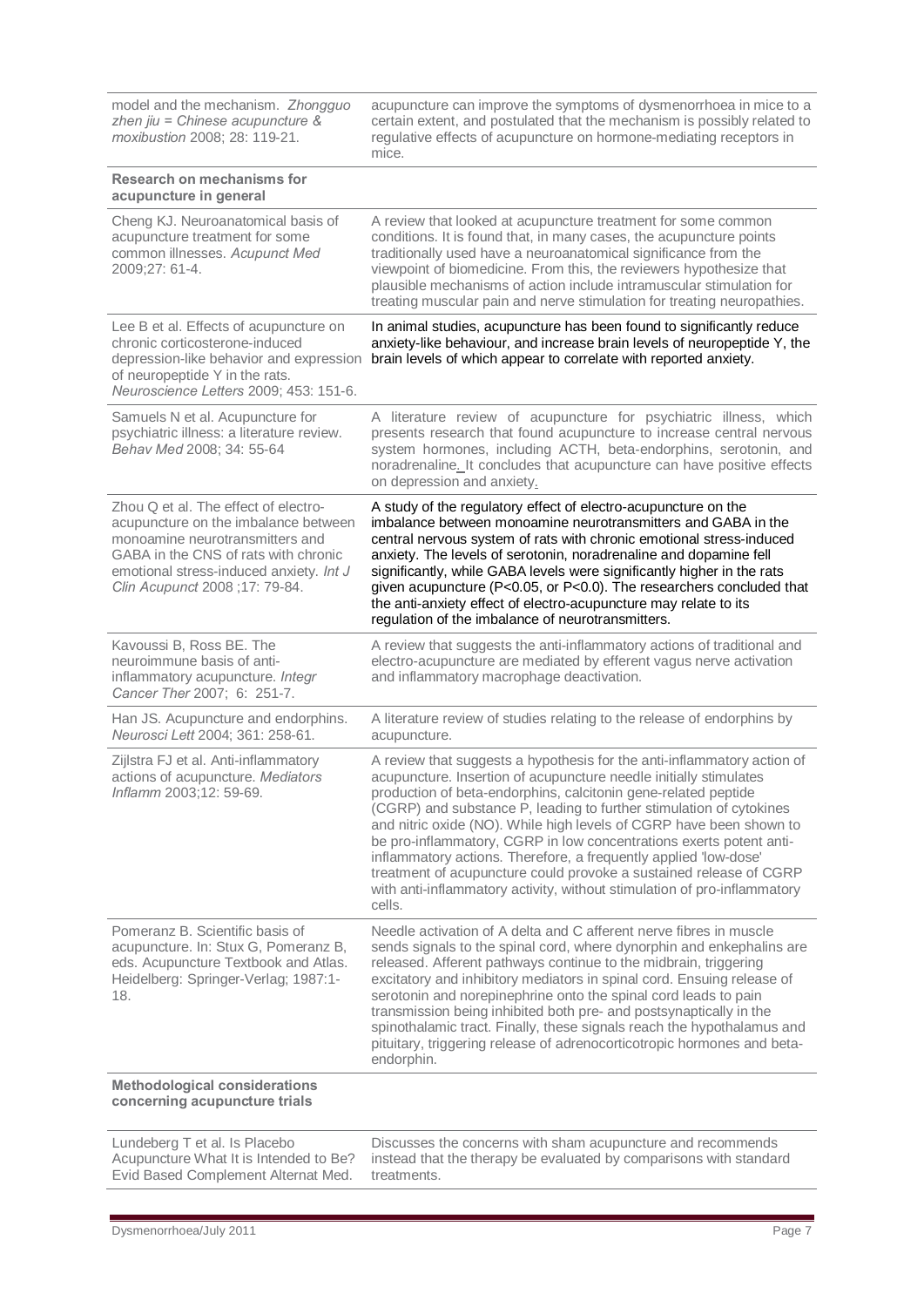| | |
|---|---|
| model and the mechanism. *Zhongguo zhen jiu = Chinese acupuncture & moxibustion* 2008; 28: 119-21. | acupuncture can improve the symptoms of dysmenorrhoea in mice to a certain extent, and postulated that the mechanism is possibly related to regulative effects of acupuncture on hormone-mediating receptors in mice. |
| **Research on mechanisms for acupuncture in general** | |
| Cheng KJ. Neuroanatomical basis of acupuncture treatment for some common illnesses. *Acupunct Med* 2009;27: 61-4. | A review that looked at acupuncture treatment for some common conditions. It is found that, in many cases, the acupuncture points traditionally used have a neuroanatomical significance from the viewpoint of biomedicine. From this, the reviewers hypothesize that plausible mechanisms of action include intramuscular stimulation for treating muscular pain and nerve stimulation for treating neuropathies. |
| Lee B et al. Effects of acupuncture on chronic corticosterone-induced depression-like behavior and expression of neuropeptide Y in the rats. *Neuroscience Letters* 2009; 453: 151-6. | In animal studies, acupuncture has been found to significantly reduce anxiety-like behaviour, and increase brain levels of neuropeptide Y, the brain levels of which appear to correlate with reported anxiety. |
| Samuels N et al. Acupuncture for psychiatric illness: a literature review. *Behav Med* 2008; 34: 55-64 | A literature review of acupuncture for psychiatric illness, which presents research that found acupuncture to increase central nervous system hormones, including ACTH, beta-endorphins, serotonin, and noradrenaline. It concludes that acupuncture can have positive effects on depression and anxiety. |
| Zhou Q et al. The effect of electro-acupuncture on the imbalance between monoamine neurotransmitters and GABA in the CNS of rats with chronic emotional stress-induced anxiety. *Int J Clin Acupunct* 2008 ;17: 79-84. | A study of the regulatory effect of electro-acupuncture on the imbalance between monoamine neurotransmitters and GABA in the central nervous system of rats with chronic emotional stress-induced anxiety. The levels of serotonin, noradrenaline and dopamine fell significantly, while GABA levels were significantly higher in the rats given acupuncture ($P<0.05$, or $P<0.0$). The researchers concluded that the anti-anxiety effect of electro-acupuncture may relate to its regulation of the imbalance of neurotransmitters. |
| Kavoussi B, Ross BE. The neuroimmune basis of anti-inflammatory acupuncture. *Integr Cancer Ther* 2007; 6: 251-7. | A review that suggests the anti-inflammatory actions of traditional and electro-acupuncture are mediated by efferent vagus nerve activation and inflammatory macrophage deactivation. |
| Han JS. Acupuncture and endorphins. *Neurosci Lett* 2004; 361: 258-61. | A literature review of studies relating to the release of endorphins by acupuncture. |
| Zijlstra FJ et al. Anti-inflammatory actions of acupuncture. *Mediators Inflamm* 2003;12: 59-69. | A review that suggests a hypothesis for the anti-inflammatory action of acupuncture. Insertion of acupuncture needle initially stimulates production of beta-endorphins, calcitonin gene-related peptide (CGRP) and substance P, leading to further stimulation of cytokines and nitric oxide (NO). While high levels of CGRP have been shown to be pro-inflammatory, CGRP in low concentrations exerts potent anti-inflammatory actions. Therefore, a frequently applied 'low-dose' treatment of acupuncture could provoke a sustained release of CGRP with anti-inflammatory activity, without stimulation of pro-inflammatory cells. |
| Pomeranz B. Scientific basis of acupuncture. In: Stux G, Pomeranz B, eds. Acupuncture Textbook and Atlas. Heidelberg: Springer-Verlag; 1987:1-18. | Needle activation of A delta and C afferent nerve fibres in muscle sends signals to the spinal cord, where dynorphin and enkephalins are released. Afferent pathways continue to the midbrain, triggering excitatory and inhibitory mediators in spinal cord. Ensuing release of serotonin and norepinephrine onto the spinal cord leads to pain transmission being inhibited both pre- and postsynaptically in the spinothalamic tract. Finally, these signals reach the hypothalamus and pituitary, triggering release of adrenocorticotropic hormones and beta-endorphin. |
| **Methodological considerations concerning acupuncture trials** | |
| Lundeberg T et al. Is Placebo Acupuncture What It is Intended to Be? Evid Based Complement Alternat Med. | Discusses the concerns with sham acupuncture and recommends instead that the therapy be evaluated by comparisons with standard treatments. |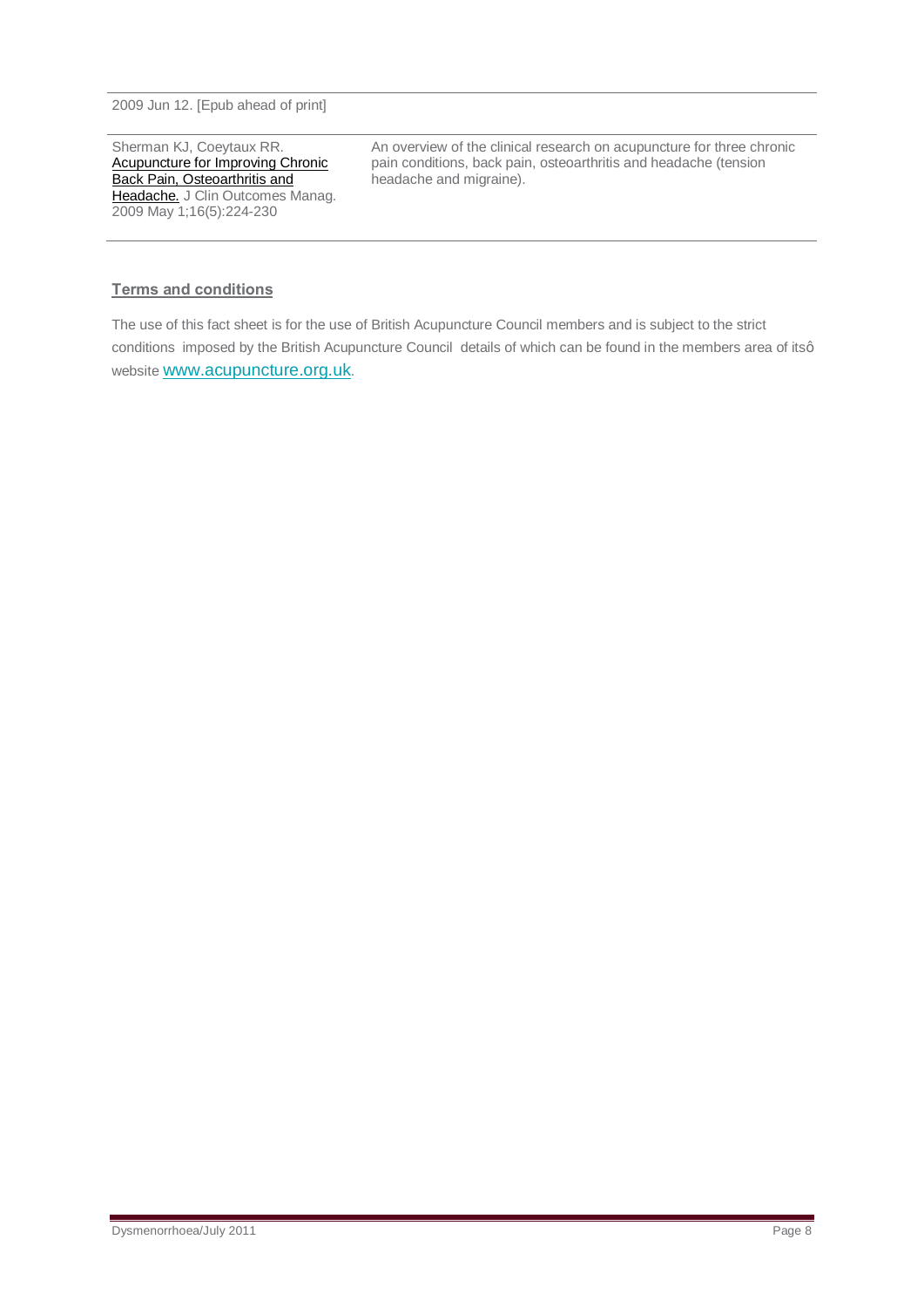| | |
|---|---|
| 2009 Jun 12. [Epub ahead of print] | |
| Sherman KJ, Coeytaux RR. Acupuncture for Improving Chronic Back Pain, Osteoarthritis and Headache. J Clin Outcomes Manag. 2009 May 1;16(5):224-230 | An overview of the clinical research on acupuncture for three chronic pain conditions, back pain, osteoarthritis and headache (tension headache and migraine). |

## Terms and conditions

The use of this fact sheet is for the use of British Acupuncture Council members and is subject to the strict conditions imposed by the British Acupuncture Council details of which can be found in the members area of itsô website www.acupuncture.org.uk.